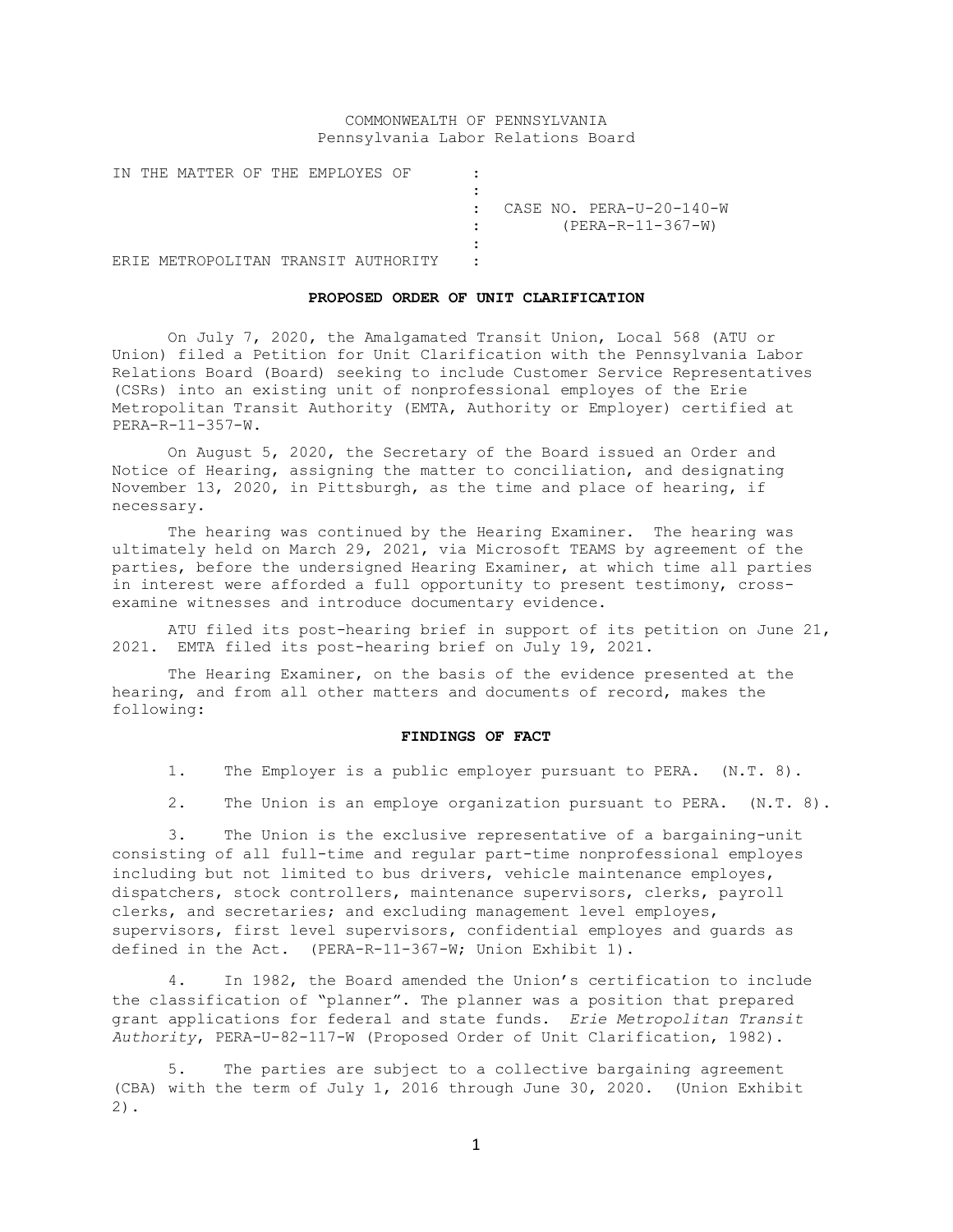COMMONWEALTH OF PENNSYLVANIA
Pennsylvania Labor Relations Board

| | | |
|---|---|---|
| IN THE MATTER OF THE EMPLOYES OF | : | |
| | : | |
| | : | CASE NO. PERA-U-20-140-W |
| | : | (PERA-R-11-367-W) |
| | : | |
| ERIE METROPOLITAN TRANSIT AUTHORITY | : | |

**PROPOSED ORDER OF UNIT CLARIFICATION**

On July 7, 2020, the Amalgamated Transit Union, Local 568 (ATU or Union) filed a Petition for Unit Clarification with the Pennsylvania Labor Relations Board (Board) seeking to include Customer Service Representatives (CSRs) into an existing unit of nonprofessional employes of the Erie Metropolitan Transit Authority (EMTA, Authority or Employer) certified at PERA-R-11-357-W.

On August 5, 2020, the Secretary of the Board issued an Order and Notice of Hearing, assigning the matter to conciliation, and designating November 13, 2020, in Pittsburgh, as the time and place of hearing, if necessary.

The hearing was continued by the Hearing Examiner. The hearing was ultimately held on March 29, 2021, via Microsoft TEAMS by agreement of the parties, before the undersigned Hearing Examiner, at which time all parties in interest were afforded a full opportunity to present testimony, cross-examine witnesses and introduce documentary evidence.

ATU filed its post-hearing brief in support of its petition on June 21, 2021. EMTA filed its post-hearing brief on July 19, 2021.

The Hearing Examiner, on the basis of the evidence presented at the hearing, and from all other matters and documents of record, makes the following:

**FINDINGS OF FACT**

1. The Employer is a public employer pursuant to PERA. (N.T. 8).

2. The Union is an employe organization pursuant to PERA. (N.T. 8).

3. The Union is the exclusive representative of a bargaining-unit consisting of all full-time and regular part-time nonprofessional employes including but not limited to bus drivers, vehicle maintenance employes, dispatchers, stock controllers, maintenance supervisors, clerks, payroll clerks, and secretaries; and excluding management level employes, supervisors, first level supervisors, confidential employes and guards as defined in the Act. (PERA-R-11-367-W; Union Exhibit 1).

4. In 1982, the Board amended the Union's certification to include the classification of "planner". The planner was a position that prepared grant applications for federal and state funds. *Erie Metropolitan Transit Authority*, PERA-U-82-117-W (Proposed Order of Unit Clarification, 1982).

5. The parties are subject to a collective bargaining agreement (CBA) with the term of July 1, 2016 through June 30, 2020. (Union Exhibit 2).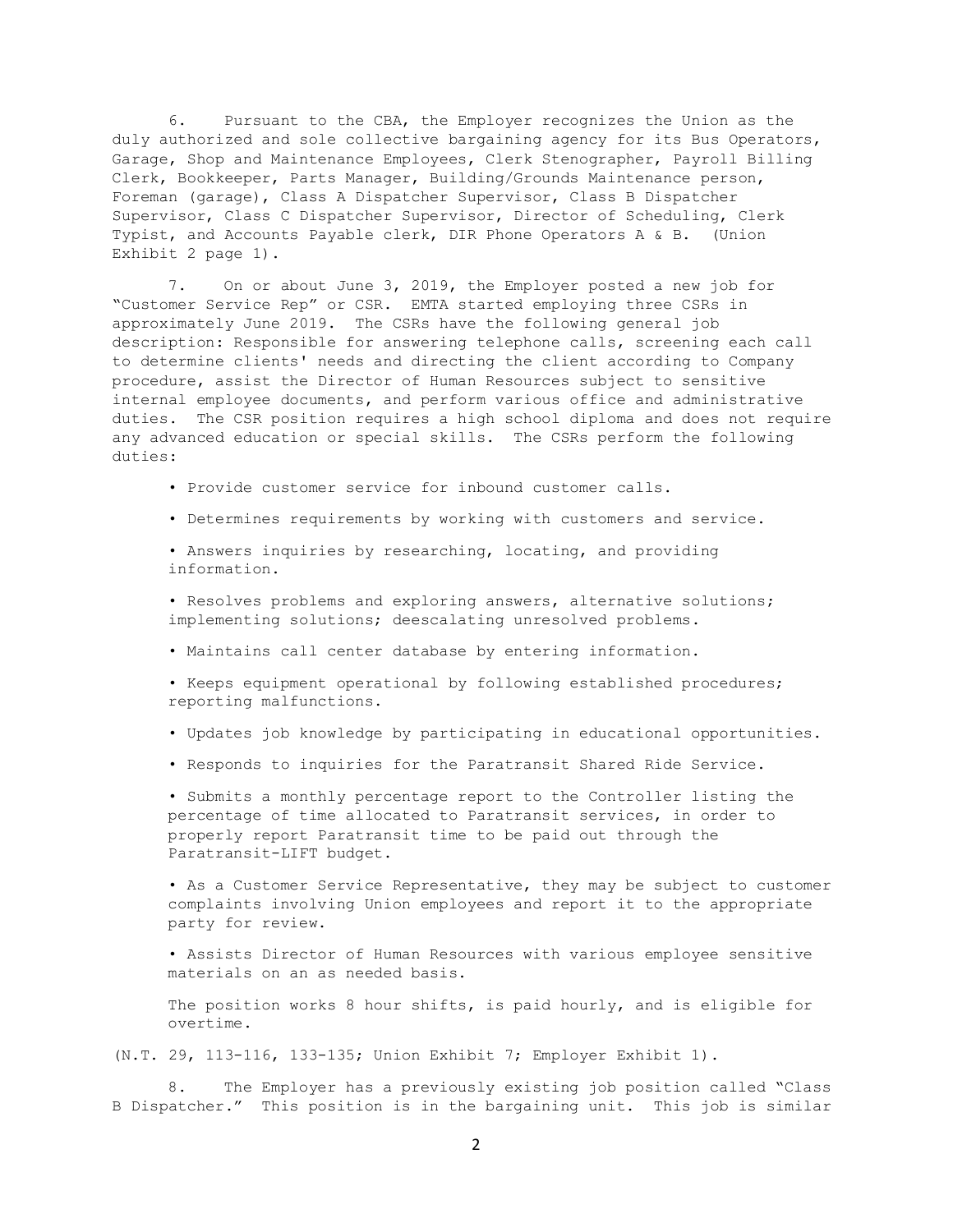6. Pursuant to the CBA, the Employer recognizes the Union as the duly authorized and sole collective bargaining agency for its Bus Operators, Garage, Shop and Maintenance Employees, Clerk Stenographer, Payroll Billing Clerk, Bookkeeper, Parts Manager, Building/Grounds Maintenance person, Foreman (garage), Class A Dispatcher Supervisor, Class B Dispatcher Supervisor, Class C Dispatcher Supervisor, Director of Scheduling, Clerk Typist, and Accounts Payable clerk, DIR Phone Operators A & B. (Union Exhibit 2 page 1).

7. On or about June 3, 2019, the Employer posted a new job for "Customer Service Rep" or CSR. EMTA started employing three CSRs in approximately June 2019. The CSRs have the following general job description: Responsible for answering telephone calls, screening each call to determine clients' needs and directing the client according to Company procedure, assist the Director of Human Resources subject to sensitive internal employee documents, and perform various office and administrative duties. The CSR position requires a high school diploma and does not require any advanced education or special skills. The CSRs perform the following duties:

- Provide customer service for inbound customer calls.
- Determines requirements by working with customers and service.
- Answers inquiries by researching, locating, and providing information.
- Resolves problems and exploring answers, alternative solutions; implementing solutions; deescalating unresolved problems.
- Maintains call center database by entering information.
- Keeps equipment operational by following established procedures; reporting malfunctions.
- Updates job knowledge by participating in educational opportunities.
- Responds to inquiries for the Paratransit Shared Ride Service.
- Submits a monthly percentage report to the Controller listing the percentage of time allocated to Paratransit services, in order to properly report Paratransit time to be paid out through the Paratransit-LIFT budget.
- As a Customer Service Representative, they may be subject to customer complaints involving Union employees and report it to the appropriate party for review.
- Assists Director of Human Resources with various employee sensitive materials on an as needed basis.

The position works 8 hour shifts, is paid hourly, and is eligible for overtime.

(N.T. 29, 113-116, 133-135; Union Exhibit 7; Employer Exhibit 1).

8. The Employer has a previously existing job position called "Class B Dispatcher." This position is in the bargaining unit. This job is similar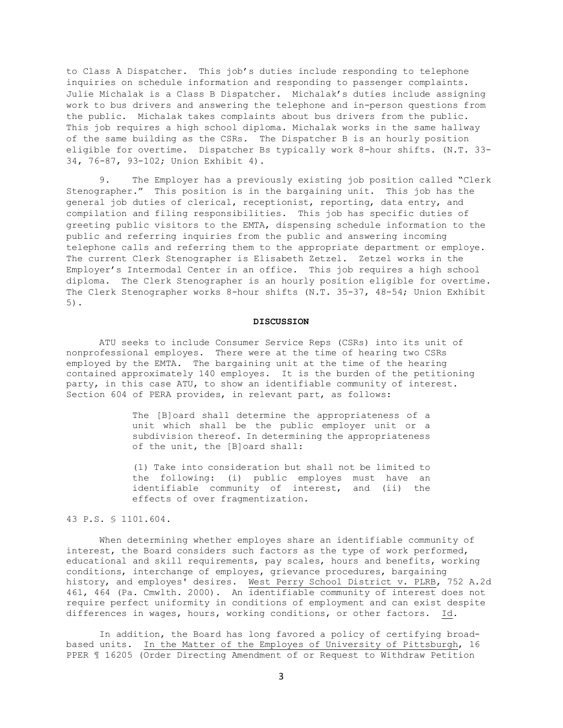to Class A Dispatcher. This job's duties include responding to telephone inquiries on schedule information and responding to passenger complaints. Julie Michalak is a Class B Dispatcher. Michalak's duties include assigning work to bus drivers and answering the telephone and in-person questions from the public. Michalak takes complaints about bus drivers from the public. This job requires a high school diploma. Michalak works in the same hallway of the same building as the CSRs. The Dispatcher B is an hourly position eligible for overtime. Dispatcher Bs typically work 8-hour shifts. (N.T. 33-34, 76-87, 93-102; Union Exhibit 4).

9. The Employer has a previously existing job position called "Clerk Stenographer." This position is in the bargaining unit. This job has the general job duties of clerical, receptionist, reporting, data entry, and compilation and filing responsibilities. This job has specific duties of greeting public visitors to the EMTA, dispensing schedule information to the public and referring inquiries from the public and answering incoming telephone calls and referring them to the appropriate department or employe. The current Clerk Stenographer is Elisabeth Zetzel. Zetzel works in the Employer's Intermodal Center in an office. This job requires a high school diploma. The Clerk Stenographer is an hourly position eligible for overtime. The Clerk Stenographer works 8-hour shifts (N.T. 35-37, 48-54; Union Exhibit 5).

## DISCUSSION

ATU seeks to include Consumer Service Reps (CSRs) into its unit of nonprofessional employes. There were at the time of hearing two CSRs employed by the EMTA. The bargaining unit at the time of the hearing contained approximately 140 employes. It is the burden of the petitioning party, in this case ATU, to show an identifiable community of interest. Section 604 of PERA provides, in relevant part, as follows:

> The [B]oard shall determine the appropriateness of a unit which shall be the public employer unit or a subdivision thereof. In determining the appropriateness of the unit, the [B]oard shall:
>
> (1) Take into consideration but shall not be limited to the following: (i) public employes must have an identifiable community of interest, and (ii) the effects of over fragmentization.

43 P.S. § 1101.604.

When determining whether employes share an identifiable community of interest, the Board considers such factors as the type of work performed, educational and skill requirements, pay scales, hours and benefits, working conditions, interchange of employes, grievance procedures, bargaining history, and employes' desires. West Perry School District v. PLRB, 752 A.2d 461, 464 (Pa. Cmwlth. 2000). An identifiable community of interest does not require perfect uniformity in conditions of employment and can exist despite differences in wages, hours, working conditions, or other factors. Id.

In addition, the Board has long favored a policy of certifying broad-based units. In the Matter of the Employes of University of Pittsburgh, 16 PPER ¶ 16205 (Order Directing Amendment of or Request to Withdraw Petition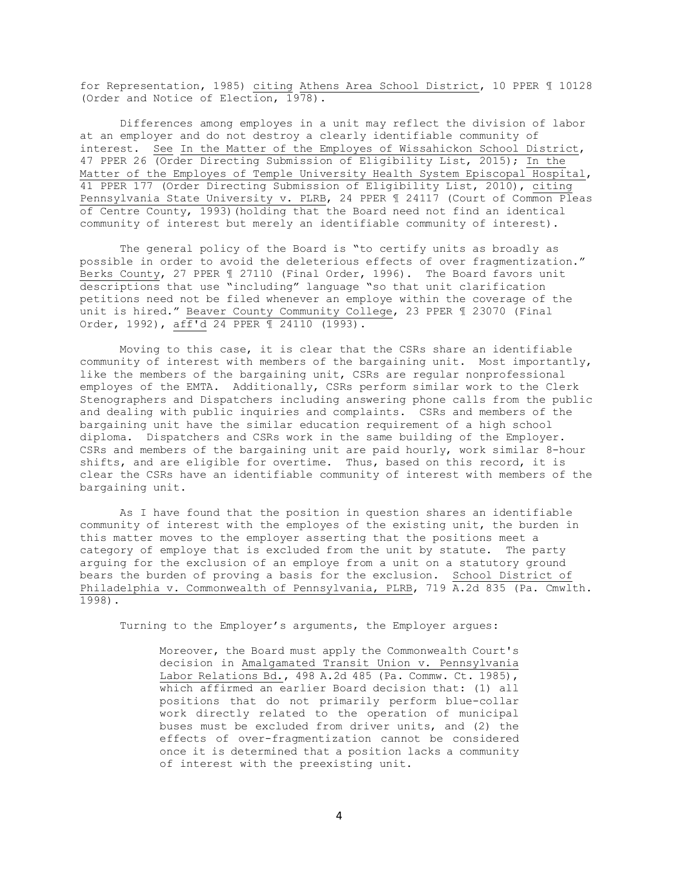for Representation, 1985) citing Athens Area School District, 10 PPER ¶ 10128 (Order and Notice of Election, 1978).

Differences among employes in a unit may reflect the division of labor at an employer and do not destroy a clearly identifiable community of interest. See In the Matter of the Employes of Wissahickon School District, 47 PPER 26 (Order Directing Submission of Eligibility List, 2015); In the Matter of the Employes of Temple University Health System Episcopal Hospital, 41 PPER 177 (Order Directing Submission of Eligibility List, 2010), citing Pennsylvania State University v. PLRB, 24 PPER ¶ 24117 (Court of Common Pleas of Centre County, 1993)(holding that the Board need not find an identical community of interest but merely an identifiable community of interest).

The general policy of the Board is "to certify units as broadly as possible in order to avoid the deleterious effects of over fragmentization." Berks County, 27 PPER ¶ 27110 (Final Order, 1996). The Board favors unit descriptions that use "including" language "so that unit clarification petitions need not be filed whenever an employe within the coverage of the unit is hired." Beaver County Community College, 23 PPER ¶ 23070 (Final Order, 1992), aff'd 24 PPER ¶ 24110 (1993).

Moving to this case, it is clear that the CSRs share an identifiable community of interest with members of the bargaining unit. Most importantly, like the members of the bargaining unit, CSRs are regular nonprofessional employes of the EMTA. Additionally, CSRs perform similar work to the Clerk Stenographers and Dispatchers including answering phone calls from the public and dealing with public inquiries and complaints. CSRs and members of the bargaining unit have the similar education requirement of a high school diploma. Dispatchers and CSRs work in the same building of the Employer. CSRs and members of the bargaining unit are paid hourly, work similar 8-hour shifts, and are eligible for overtime. Thus, based on this record, it is clear the CSRs have an identifiable community of interest with members of the bargaining unit.

As I have found that the position in question shares an identifiable community of interest with the employes of the existing unit, the burden in this matter moves to the employer asserting that the positions meet a category of employe that is excluded from the unit by statute. The party arguing for the exclusion of an employe from a unit on a statutory ground bears the burden of proving a basis for the exclusion. School District of Philadelphia v. Commonwealth of Pennsylvania, PLRB, 719 A.2d 835 (Pa. Cmwlth. 1998).

Turning to the Employer's arguments, the Employer argues:

> Moreover, the Board must apply the Commonwealth Court's decision in Amalgamated Transit Union v. Pennsylvania Labor Relations Bd., 498 A.2d 485 (Pa. Commw. Ct. 1985), which affirmed an earlier Board decision that: (1) all positions that do not primarily perform blue-collar work directly related to the operation of municipal buses must be excluded from driver units, and (2) the effects of over-fragmentization cannot be considered once it is determined that a position lacks a community of interest with the preexisting unit.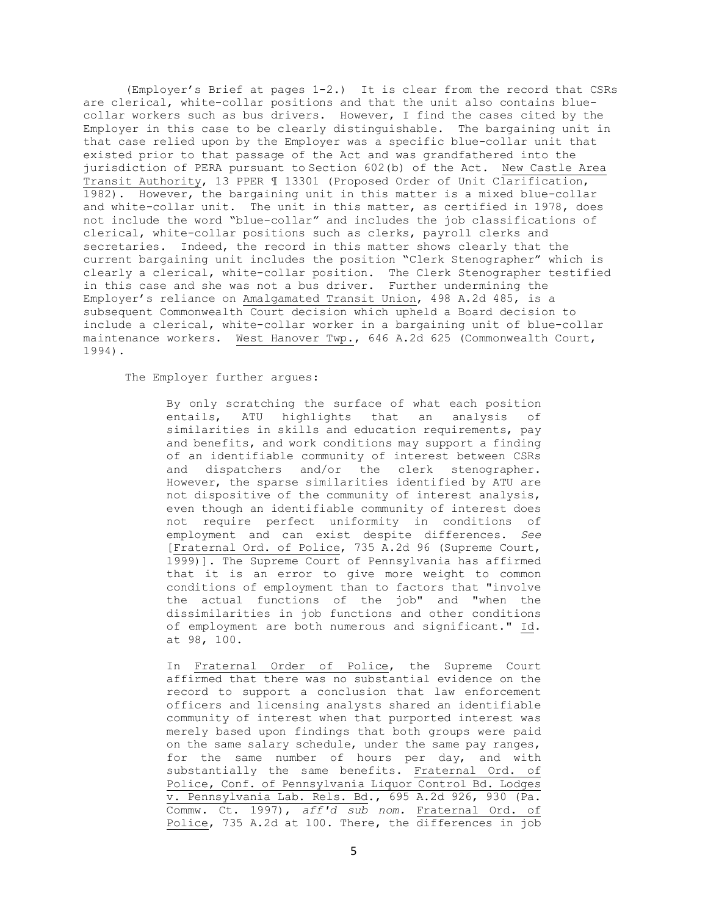(Employer's Brief at pages 1-2.) It is clear from the record that CSRs are clerical, white-collar positions and that the unit also contains blue-collar workers such as bus drivers. However, I find the cases cited by the Employer in this case to be clearly distinguishable. The bargaining unit in that case relied upon by the Employer was a specific blue-collar unit that existed prior to that passage of the Act and was grandfathered into the jurisdiction of PERA pursuant to Section 602(b) of the Act. New Castle Area Transit Authority, 13 PPER ¶ 13301 (Proposed Order of Unit Clarification, 1982). However, the bargaining unit in this matter is a mixed blue-collar and white-collar unit. The unit in this matter, as certified in 1978, does not include the word "blue-collar" and includes the job classifications of clerical, white-collar positions such as clerks, payroll clerks and secretaries. Indeed, the record in this matter shows clearly that the current bargaining unit includes the position "Clerk Stenographer" which is clearly a clerical, white-collar position. The Clerk Stenographer testified in this case and she was not a bus driver. Further undermining the Employer's reliance on Amalgamated Transit Union, 498 A.2d 485, is a subsequent Commonwealth Court decision which upheld a Board decision to include a clerical, white-collar worker in a bargaining unit of blue-collar maintenance workers. West Hanover Twp., 646 A.2d 625 (Commonwealth Court, 1994).

The Employer further argues:

> By only scratching the surface of what each position entails, ATU highlights that an analysis of similarities in skills and education requirements, pay and benefits, and work conditions may support a finding of an identifiable community of interest between CSRs and dispatchers and/or the clerk stenographer. However, the sparse similarities identified by ATU are not dispositive of the community of interest analysis, even though an identifiable community of interest does not require perfect uniformity in conditions of employment and can exist despite differences. *See* [Fraternal Ord. of Police, 735 A.2d 96 (Supreme Court, 1999)]. The Supreme Court of Pennsylvania has affirmed that it is an error to give more weight to common conditions of employment than to factors that "involve the actual functions of the job" and "when the dissimilarities in job functions and other conditions of employment are both numerous and significant." Id. at 98, 100.
>
> In Fraternal Order of Police, the Supreme Court affirmed that there was no substantial evidence on the record to support a conclusion that law enforcement officers and licensing analysts shared an identifiable community of interest when that purported interest was merely based upon findings that both groups were paid on the same salary schedule, under the same pay ranges, for the same number of hours per day, and with substantially the same benefits. Fraternal Ord. of Police, Conf. of Pennsylvania Liquor Control Bd. Lodges v. Pennsylvania Lab. Rels. Bd., 695 A.2d 926, 930 (Pa. Commw. Ct. 1997), *aff'd sub nom.* Fraternal Ord. of Police, 735 A.2d at 100. There, the differences in job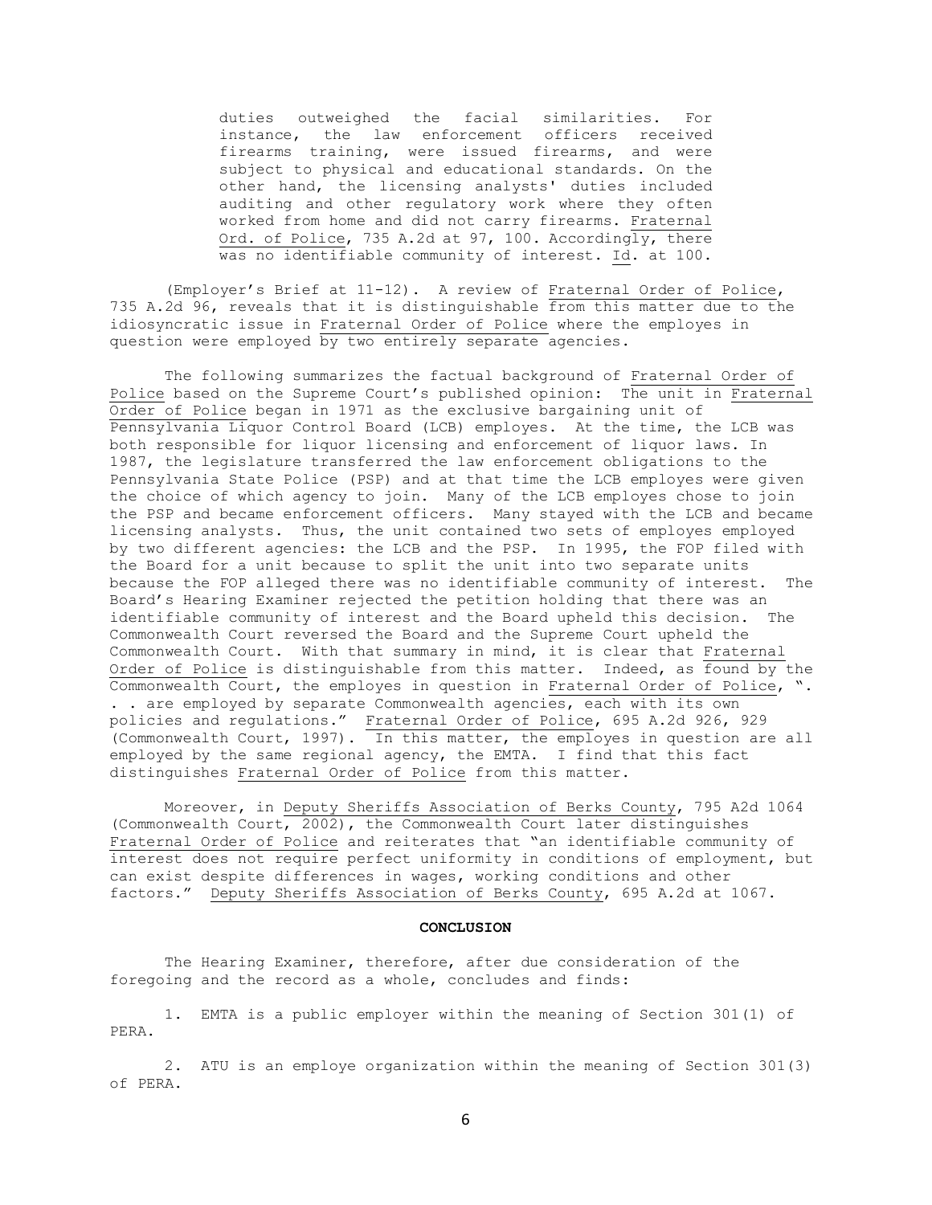> duties outweighed the facial similarities. For instance, the law enforcement officers received firearms training, were issued firearms, and were subject to physical and educational standards. On the other hand, the licensing analysts' duties included auditing and other regulatory work where they often worked from home and did not carry firearms. Fraternal Ord. of Police, 735 A.2d at 97, 100. Accordingly, there was no identifiable community of interest. Id. at 100.

(Employer's Brief at 11-12). A review of Fraternal Order of Police, 735 A.2d 96, reveals that it is distinguishable from this matter due to the idiosyncratic issue in Fraternal Order of Police where the employes in question were employed by two entirely separate agencies.

The following summarizes the factual background of Fraternal Order of Police based on the Supreme Court's published opinion: The unit in Fraternal Order of Police began in 1971 as the exclusive bargaining unit of Pennsylvania Liquor Control Board (LCB) employes. At the time, the LCB was both responsible for liquor licensing and enforcement of liquor laws. In 1987, the legislature transferred the law enforcement obligations to the Pennsylvania State Police (PSP) and at that time the LCB employes were given the choice of which agency to join. Many of the LCB employes chose to join the PSP and became enforcement officers. Many stayed with the LCB and became licensing analysts. Thus, the unit contained two sets of employes employed by two different agencies: the LCB and the PSP. In 1995, the FOP filed with the Board for a unit because to split the unit into two separate units because the FOP alleged there was no identifiable community of interest. The Board's Hearing Examiner rejected the petition holding that there was an identifiable community of interest and the Board upheld this decision. The Commonwealth Court reversed the Board and the Supreme Court upheld the Commonwealth Court. With that summary in mind, it is clear that Fraternal Order of Police is distinguishable from this matter. Indeed, as found by the Commonwealth Court, the employes in question in Fraternal Order of Police, ". . . are employed by separate Commonwealth agencies, each with its own policies and regulations." Fraternal Order of Police, 695 A.2d 926, 929 (Commonwealth Court, 1997). In this matter, the employes in question are all employed by the same regional agency, the EMTA. I find that this fact distinguishes Fraternal Order of Police from this matter.

Moreover, in Deputy Sheriffs Association of Berks County, 795 A2d 1064 (Commonwealth Court, 2002), the Commonwealth Court later distinguishes Fraternal Order of Police and reiterates that "an identifiable community of interest does not require perfect uniformity in conditions of employment, but can exist despite differences in wages, working conditions and other factors." Deputy Sheriffs Association of Berks County, 695 A.2d at 1067.

## CONCLUSION

The Hearing Examiner, therefore, after due consideration of the foregoing and the record as a whole, concludes and finds:

1. EMTA is a public employer within the meaning of Section 301(1) of PERA.

2. ATU is an employe organization within the meaning of Section 301(3) of PERA.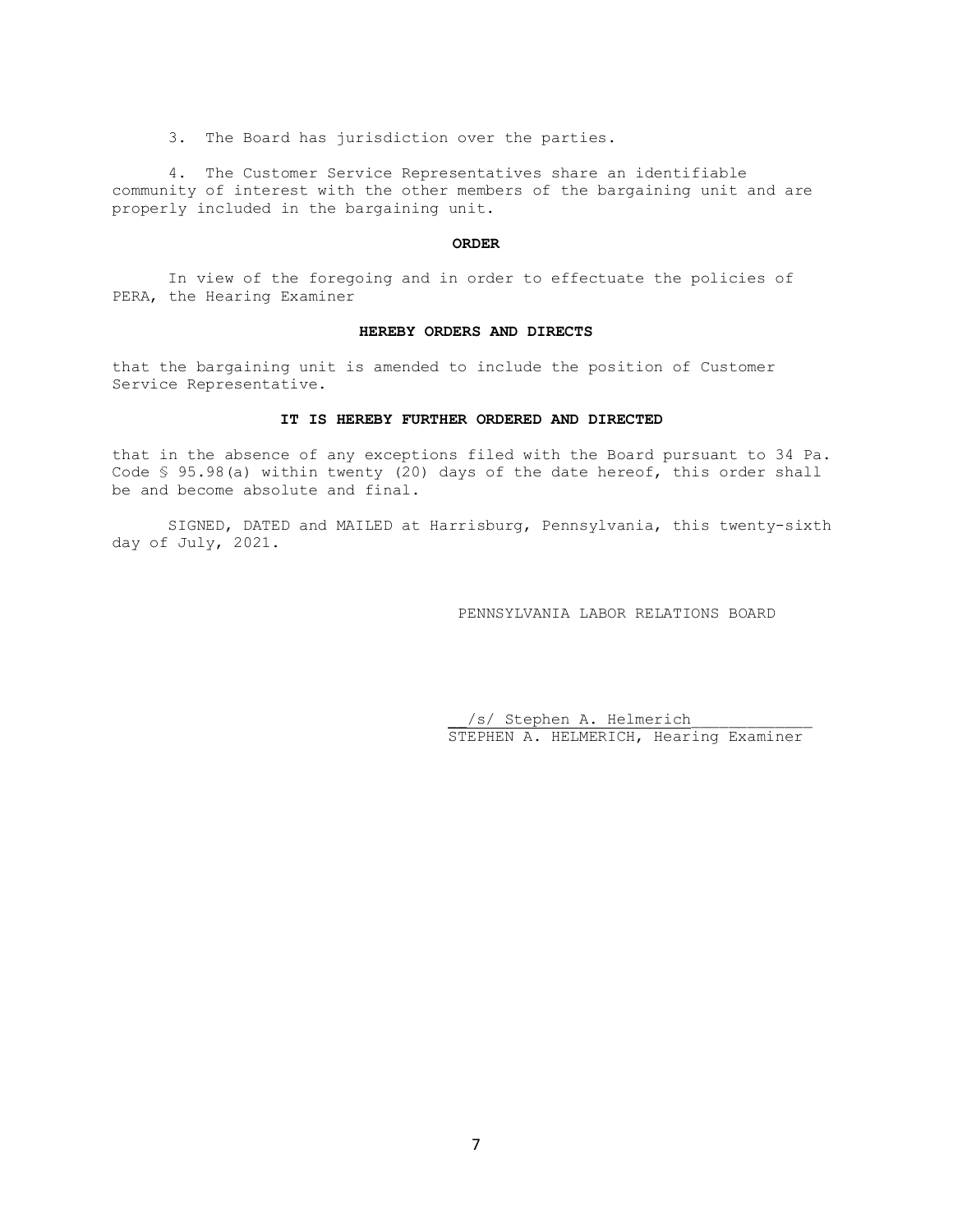3. The Board has jurisdiction over the parties.

4. The Customer Service Representatives share an identifiable community of interest with the other members of the bargaining unit and are properly included in the bargaining unit.

**ORDER**

In view of the foregoing and in order to effectuate the policies of PERA, the Hearing Examiner

**HEREBY ORDERS AND DIRECTS**

that the bargaining unit is amended to include the position of Customer Service Representative.

**IT IS HEREBY FURTHER ORDERED AND DIRECTED**

that in the absence of any exceptions filed with the Board pursuant to 34 Pa. Code § 95.98(a) within twenty (20) days of the date hereof, this order shall be and become absolute and final.

SIGNED, DATED and MAILED at Harrisburg, Pennsylvania, this twenty-sixth day of July, 2021.

PENNSYLVANIA LABOR RELATIONS BOARD

/s/ Stephen A. Helmerich
STEPHEN A. HELMERICH, Hearing Examiner